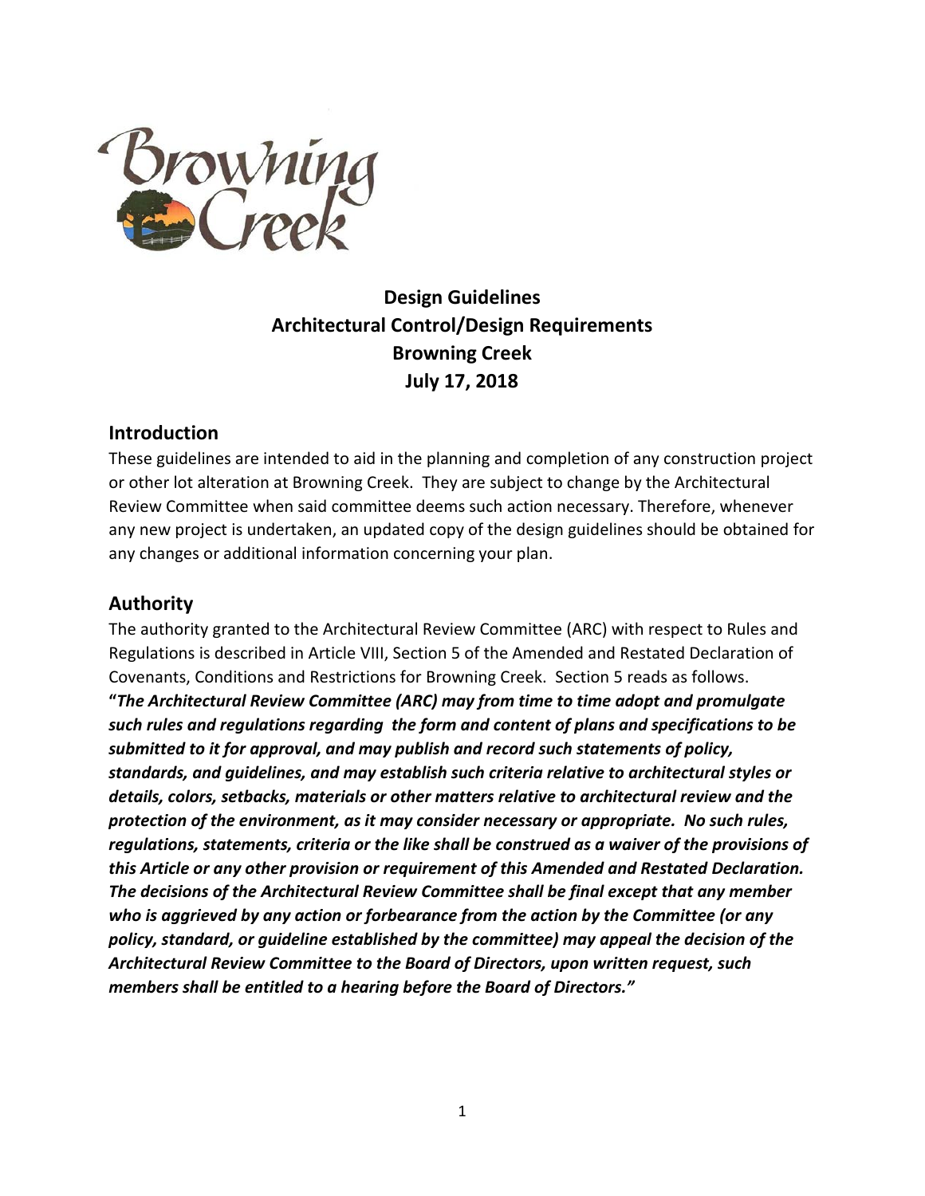**Design Guidelines**
**Architectural Control/Design Requirements**
**Browning Creek**
**July 17, 2018**

## Introduction

These guidelines are intended to aid in the planning and completion of any construction project or other lot alteration at Browning Creek. They are subject to change by the Architectural Review Committee when said committee deems such action necessary. Therefore, whenever any new project is undertaken, an updated copy of the design guidelines should be obtained for any changes or additional information concerning your plan.

## Authority

The authority granted to the Architectural Review Committee (ARC) with respect to Rules and Regulations is described in Article VIII, Section 5 of the Amended and Restated Declaration of Covenants, Conditions and Restrictions for Browning Creek. Section 5 reads as follows.

**"*The Architectural Review Committee (ARC) may from time to time adopt and promulgate such rules and regulations regarding the form and content of plans and specifications to be submitted to it for approval, and may publish and record such statements of policy, standards, and guidelines, and may establish such criteria relative to architectural styles or details, colors, setbacks, materials or other matters relative to architectural review and the protection of the environment, as it may consider necessary or appropriate. No such rules, regulations, statements, criteria or the like shall be construed as a waiver of the provisions of this Article or any other provision or requirement of this Amended and Restated Declaration. The decisions of the Architectural Review Committee shall be final except that any member who is aggrieved by any action or forbearance from the action by the Committee (or any policy, standard, or guideline established by the committee) may appeal the decision of the Architectural Review Committee to the Board of Directors, upon written request, such members shall be entitled to a hearing before the Board of Directors."***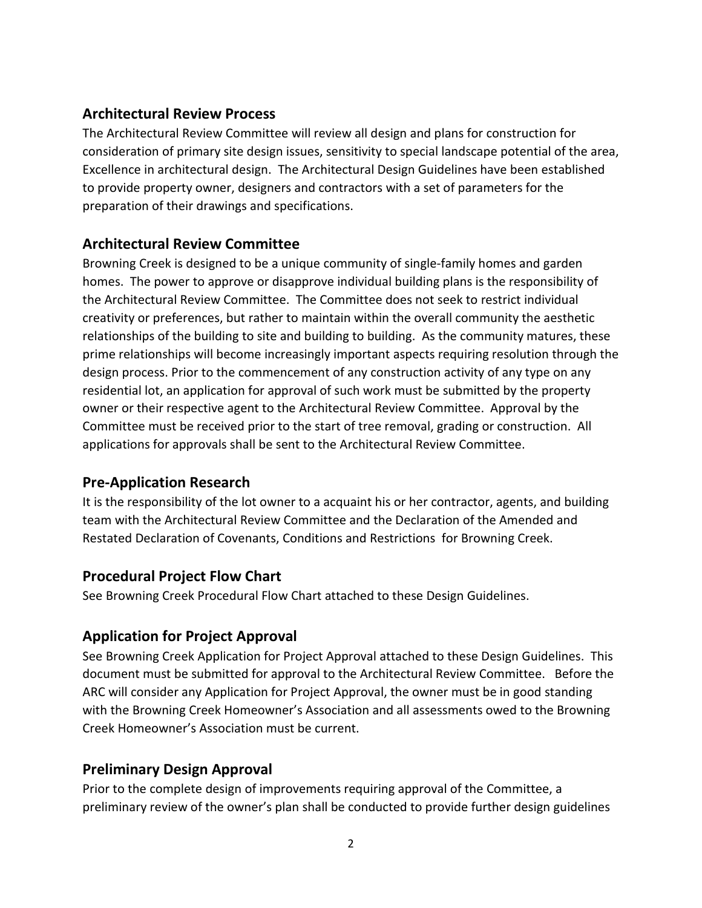## Architectural Review Process

The Architectural Review Committee will review all design and plans for construction for consideration of primary site design issues, sensitivity to special landscape potential of the area, Excellence in architectural design. The Architectural Design Guidelines have been established to provide property owner, designers and contractors with a set of parameters for the preparation of their drawings and specifications.

## Architectural Review Committee

Browning Creek is designed to be a unique community of single-family homes and garden homes. The power to approve or disapprove individual building plans is the responsibility of the Architectural Review Committee. The Committee does not seek to restrict individual creativity or preferences, but rather to maintain within the overall community the aesthetic relationships of the building to site and building to building. As the community matures, these prime relationships will become increasingly important aspects requiring resolution through the design process. Prior to the commencement of any construction activity of any type on any residential lot, an application for approval of such work must be submitted by the property owner or their respective agent to the Architectural Review Committee. Approval by the Committee must be received prior to the start of tree removal, grading or construction. All applications for approvals shall be sent to the Architectural Review Committee.

## Pre-Application Research

It is the responsibility of the lot owner to a acquaint his or her contractor, agents, and building team with the Architectural Review Committee and the Declaration of the Amended and Restated Declaration of Covenants, Conditions and Restrictions for Browning Creek.

## Procedural Project Flow Chart

See Browning Creek Procedural Flow Chart attached to these Design Guidelines.

## Application for Project Approval

See Browning Creek Application for Project Approval attached to these Design Guidelines. This document must be submitted for approval to the Architectural Review Committee. Before the ARC will consider any Application for Project Approval, the owner must be in good standing with the Browning Creek Homeowner's Association and all assessments owed to the Browning Creek Homeowner's Association must be current.

## Preliminary Design Approval

Prior to the complete design of improvements requiring approval of the Committee, a preliminary review of the owner's plan shall be conducted to provide further design guidelines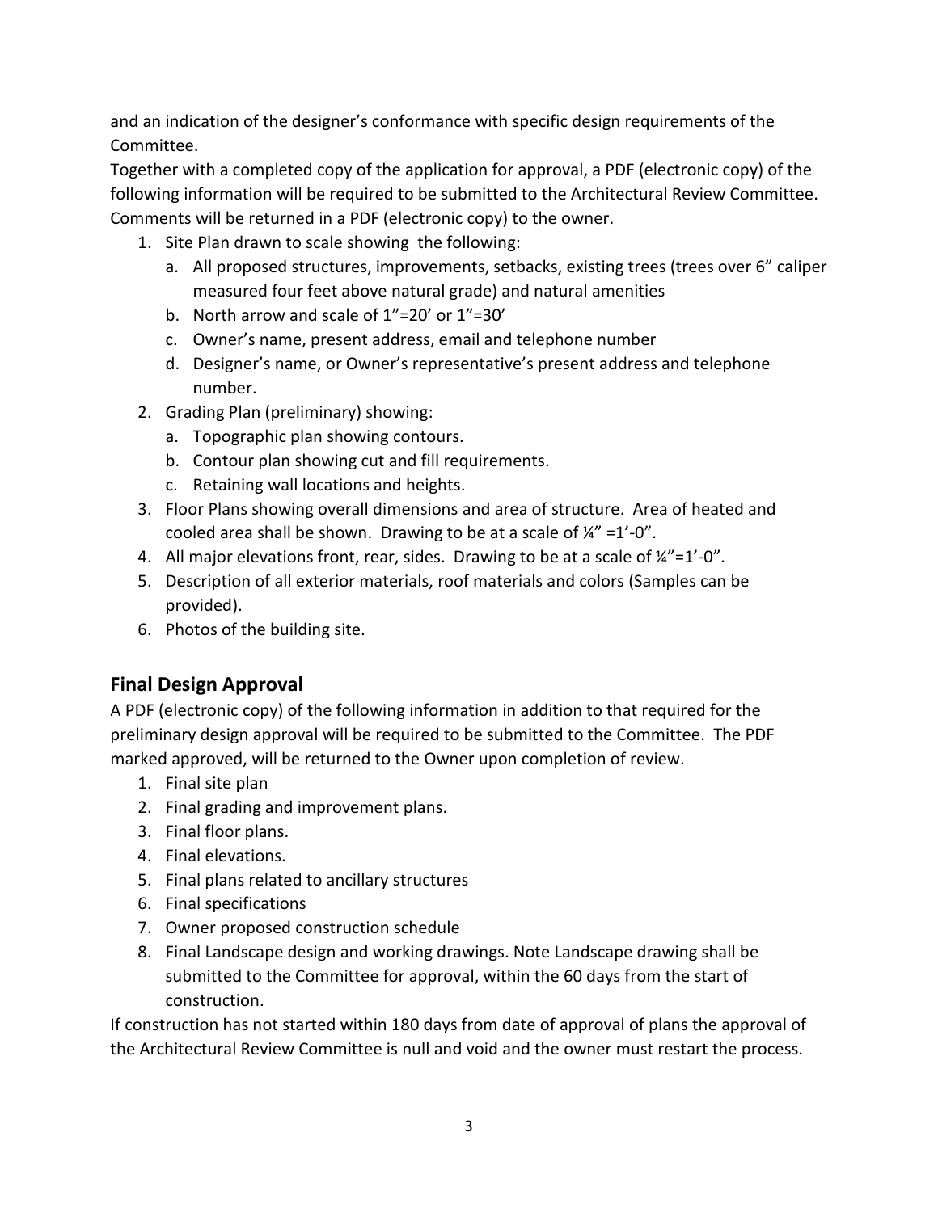and an indication of the designer's conformance with specific design requirements of the Committee.

Together with a completed copy of the application for approval, a PDF (electronic copy) of the following information will be required to be submitted to the Architectural Review Committee. Comments will be returned in a PDF (electronic copy) to the owner.

1. Site Plan drawn to scale showing the following:
   a. All proposed structures, improvements, setbacks, existing trees (trees over 6" caliper measured four feet above natural grade) and natural amenities
   b. North arrow and scale of 1"=20' or 1"=30'
   c. Owner's name, present address, email and telephone number
   d. Designer's name, or Owner's representative's present address and telephone number.
2. Grading Plan (preliminary) showing:
   a. Topographic plan showing contours.
   b. Contour plan showing cut and fill requirements.
   c. Retaining wall locations and heights.
3. Floor Plans showing overall dimensions and area of structure. Area of heated and cooled area shall be shown. Drawing to be at a scale of ¼" =1'-0".
4. All major elevations front, rear, sides. Drawing to be at a scale of ¼"=1'-0".
5. Description of all exterior materials, roof materials and colors (Samples can be provided).
6. Photos of the building site.

## Final Design Approval

A PDF (electronic copy) of the following information in addition to that required for the preliminary design approval will be required to be submitted to the Committee. The PDF marked approved, will be returned to the Owner upon completion of review.

1. Final site plan
2. Final grading and improvement plans.
3. Final floor plans.
4. Final elevations.
5. Final plans related to ancillary structures
6. Final specifications
7. Owner proposed construction schedule
8. Final Landscape design and working drawings. Note Landscape drawing shall be submitted to the Committee for approval, within the 60 days from the start of construction.

If construction has not started within 180 days from date of approval of plans the approval of the Architectural Review Committee is null and void and the owner must restart the process.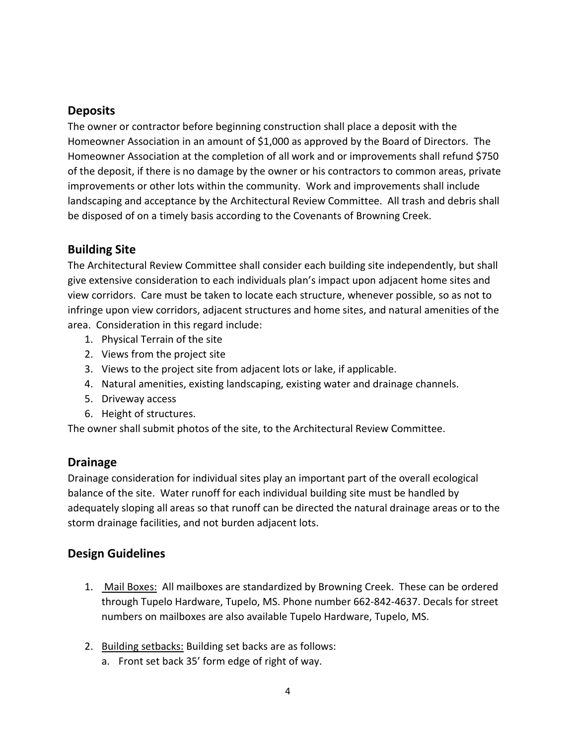## Deposits

The owner or contractor before beginning construction shall place a deposit with the Homeowner Association in an amount of $1,000 as approved by the Board of Directors. The Homeowner Association at the completion of all work and or improvements shall refund $750 of the deposit, if there is no damage by the owner or his contractors to common areas, private improvements or other lots within the community. Work and improvements shall include landscaping and acceptance by the Architectural Review Committee. All trash and debris shall be disposed of on a timely basis according to the Covenants of Browning Creek.

## Building Site

The Architectural Review Committee shall consider each building site independently, but shall give extensive consideration to each individuals plan's impact upon adjacent home sites and view corridors. Care must be taken to locate each structure, whenever possible, so as not to infringe upon view corridors, adjacent structures and home sites, and natural amenities of the area. Consideration in this regard include:

1. Physical Terrain of the site
2. Views from the project site
3. Views to the project site from adjacent lots or lake, if applicable.
4. Natural amenities, existing landscaping, existing water and drainage channels.
5. Driveway access
6. Height of structures.

The owner shall submit photos of the site, to the Architectural Review Committee.

## Drainage

Drainage consideration for individual sites play an important part of the overall ecological balance of the site. Water runoff for each individual building site must be handled by adequately sloping all areas so that runoff can be directed the natural drainage areas or to the storm drainage facilities, and not burden adjacent lots.

## Design Guidelines

1. Mail Boxes: All mailboxes are standardized by Browning Creek. These can be ordered through Tupelo Hardware, Tupelo, MS. Phone number 662-842-4637. Decals for street numbers on mailboxes are also available Tupelo Hardware, Tupelo, MS.

2. Building setbacks: Building set backs are as follows:
   a. Front set back 35' form edge of right of way.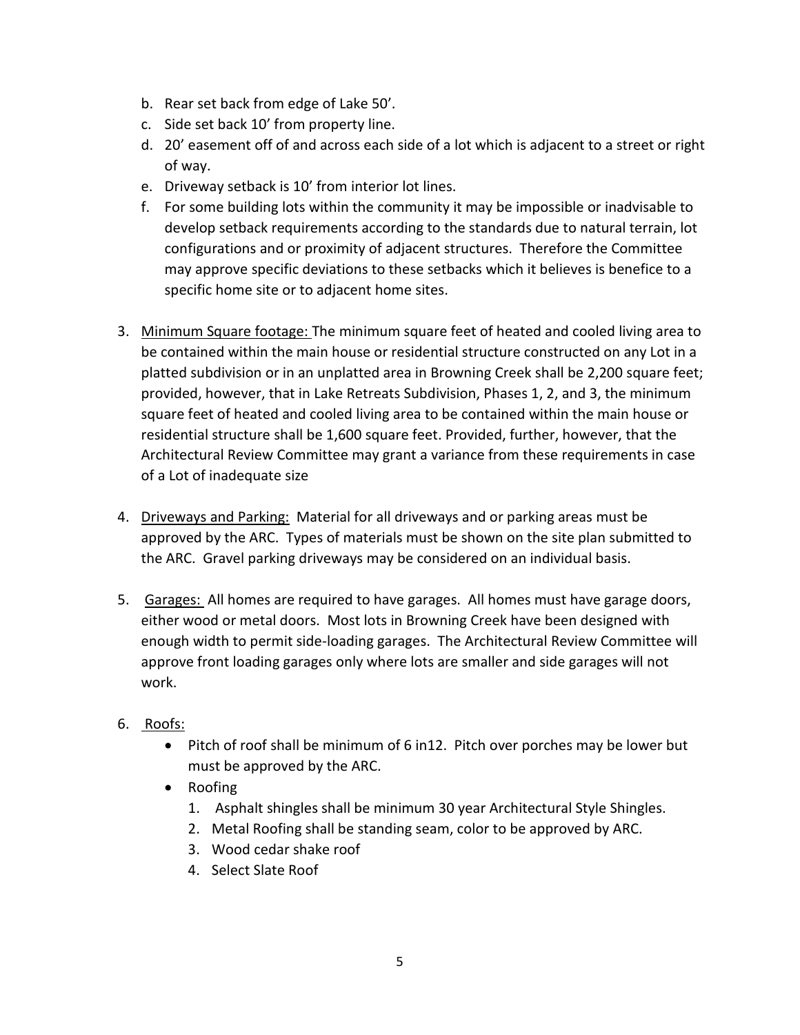b. Rear set back from edge of Lake 50'.
c. Side set back 10' from property line.
d. 20' easement off of and across each side of a lot which is adjacent to a street or right of way.
e. Driveway setback is 10' from interior lot lines.
f. For some building lots within the community it may be impossible or inadvisable to develop setback requirements according to the standards due to natural terrain, lot configurations and or proximity of adjacent structures. Therefore the Committee may approve specific deviations to these setbacks which it believes is benefice to a specific home site or to adjacent home sites.

3. <u>Minimum Square footage:</u> The minimum square feet of heated and cooled living area to be contained within the main house or residential structure constructed on any Lot in a platted subdivision or in an unplatted area in Browning Creek shall be 2,200 square feet; provided, however, that in Lake Retreats Subdivision, Phases 1, 2, and 3, the minimum square feet of heated and cooled living area to be contained within the main house or residential structure shall be 1,600 square feet. Provided, further, however, that the Architectural Review Committee may grant a variance from these requirements in case of a Lot of inadequate size

4. <u>Driveways and Parking:</u> Material for all driveways and or parking areas must be approved by the ARC. Types of materials must be shown on the site plan submitted to the ARC. Gravel parking driveways may be considered on an individual basis.

5. <u>Garages:</u> All homes are required to have garages. All homes must have garage doors, either wood or metal doors. Most lots in Browning Creek have been designed with enough width to permit side-loading garages. The Architectural Review Committee will approve front loading garages only where lots are smaller and side garages will not work.

6. <u>Roofs:</u>
   - Pitch of roof shall be minimum of 6 in12. Pitch over porches may be lower but must be approved by the ARC.
   - Roofing
     1. Asphalt shingles shall be minimum 30 year Architectural Style Shingles.
     2. Metal Roofing shall be standing seam, color to be approved by ARC.
     3. Wood cedar shake roof
     4. Select Slate Roof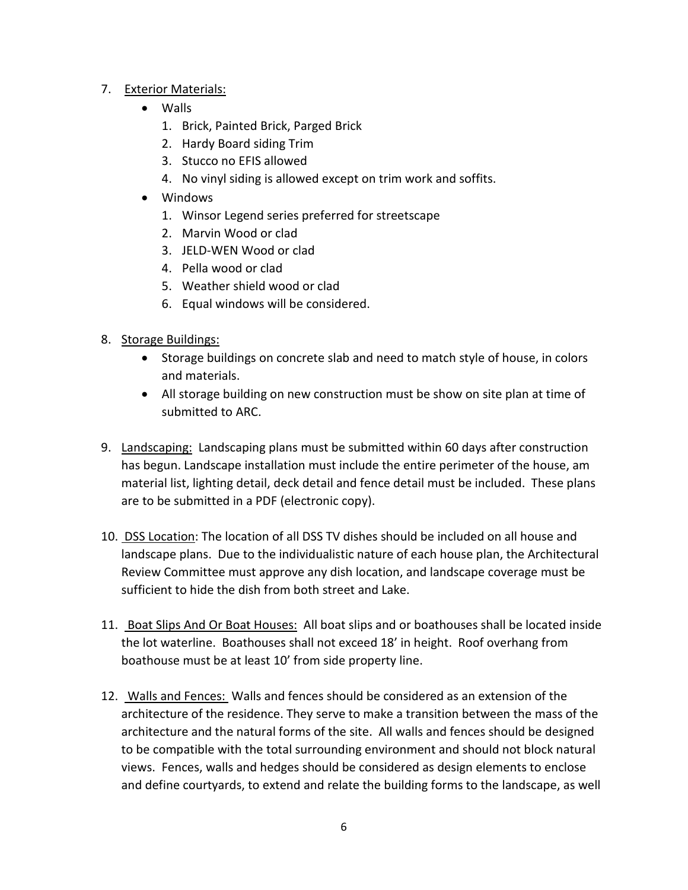7. <u>Exterior Materials:</u>
    - Walls
        1. Brick, Painted Brick, Parged Brick
        2. Hardy Board siding Trim
        3. Stucco no EFIS allowed
        4. No vinyl siding is allowed except on trim work and soffits.
    - Windows
        1. Winsor Legend series preferred for streetscape
        2. Marvin Wood or clad
        3. JELD-WEN Wood or clad
        4. Pella wood or clad
        5. Weather shield wood or clad
        6. Equal windows will be considered.

8. <u>Storage Buildings:</u>
    - Storage buildings on concrete slab and need to match style of house, in colors and materials.
    - All storage building on new construction must be show on site plan at time of submitted to ARC.

9. <u>Landscaping:</u> Landscaping plans must be submitted within 60 days after construction has begun. Landscape installation must include the entire perimeter of the house, am material list, lighting detail, deck detail and fence detail must be included. These plans are to be submitted in a PDF (electronic copy).

10. <u>DSS Location</u>: The location of all DSS TV dishes should be included on all house and landscape plans. Due to the individualistic nature of each house plan, the Architectural Review Committee must approve any dish location, and landscape coverage must be sufficient to hide the dish from both street and Lake.

11. <u>Boat Slips And Or Boat Houses:</u> All boat slips and or boathouses shall be located inside the lot waterline. Boathouses shall not exceed 18' in height. Roof overhang from boathouse must be at least 10' from side property line.

12. <u>Walls and Fences:</u> Walls and fences should be considered as an extension of the architecture of the residence. They serve to make a transition between the mass of the architecture and the natural forms of the site. All walls and fences should be designed to be compatible with the total surrounding environment and should not block natural views. Fences, walls and hedges should be considered as design elements to enclose and define courtyards, to extend and relate the building forms to the landscape, as well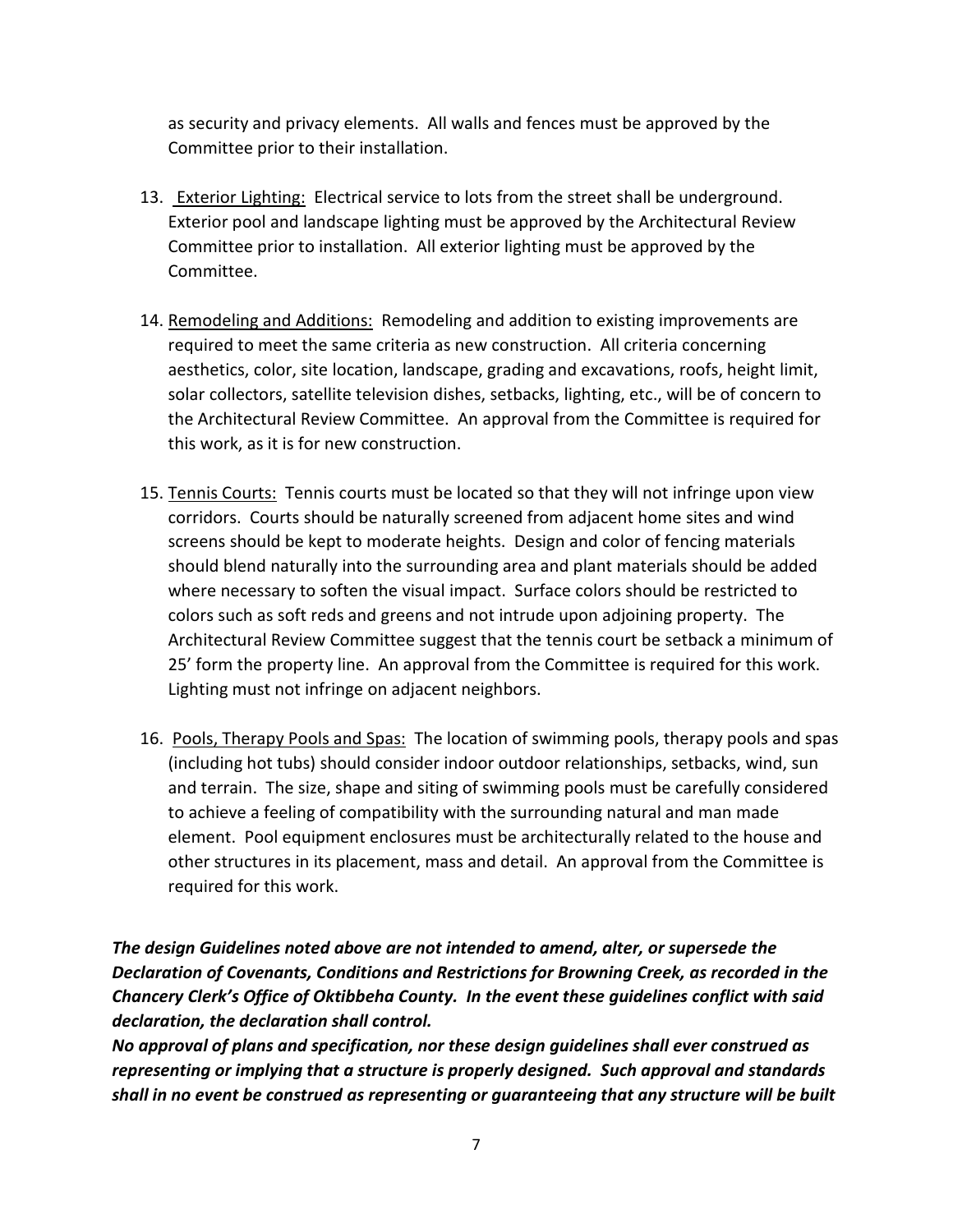as security and privacy elements. All walls and fences must be approved by the Committee prior to their installation.

13. Exterior Lighting: Electrical service to lots from the street shall be underground. Exterior pool and landscape lighting must be approved by the Architectural Review Committee prior to installation. All exterior lighting must be approved by the Committee.

14. Remodeling and Additions: Remodeling and addition to existing improvements are required to meet the same criteria as new construction. All criteria concerning aesthetics, color, site location, landscape, grading and excavations, roofs, height limit, solar collectors, satellite television dishes, setbacks, lighting, etc., will be of concern to the Architectural Review Committee. An approval from the Committee is required for this work, as it is for new construction.

15. Tennis Courts: Tennis courts must be located so that they will not infringe upon view corridors. Courts should be naturally screened from adjacent home sites and wind screens should be kept to moderate heights. Design and color of fencing materials should blend naturally into the surrounding area and plant materials should be added where necessary to soften the visual impact. Surface colors should be restricted to colors such as soft reds and greens and not intrude upon adjoining property. The Architectural Review Committee suggest that the tennis court be setback a minimum of 25' form the property line. An approval from the Committee is required for this work. Lighting must not infringe on adjacent neighbors.

16. Pools, Therapy Pools and Spas: The location of swimming pools, therapy pools and spas (including hot tubs) should consider indoor outdoor relationships, setbacks, wind, sun and terrain. The size, shape and siting of swimming pools must be carefully considered to achieve a feeling of compatibility with the surrounding natural and man made element. Pool equipment enclosures must be architecturally related to the house and other structures in its placement, mass and detail. An approval from the Committee is required for this work.

***The design Guidelines noted above are not intended to amend, alter, or supersede the Declaration of Covenants, Conditions and Restrictions for Browning Creek, as recorded in the Chancery Clerk's Office of Oktibbeha County. In the event these guidelines conflict with said declaration, the declaration shall control.***

***No approval of plans and specification, nor these design guidelines shall ever construed as representing or implying that a structure is properly designed. Such approval and standards shall in no event be construed as representing or guaranteeing that any structure will be built***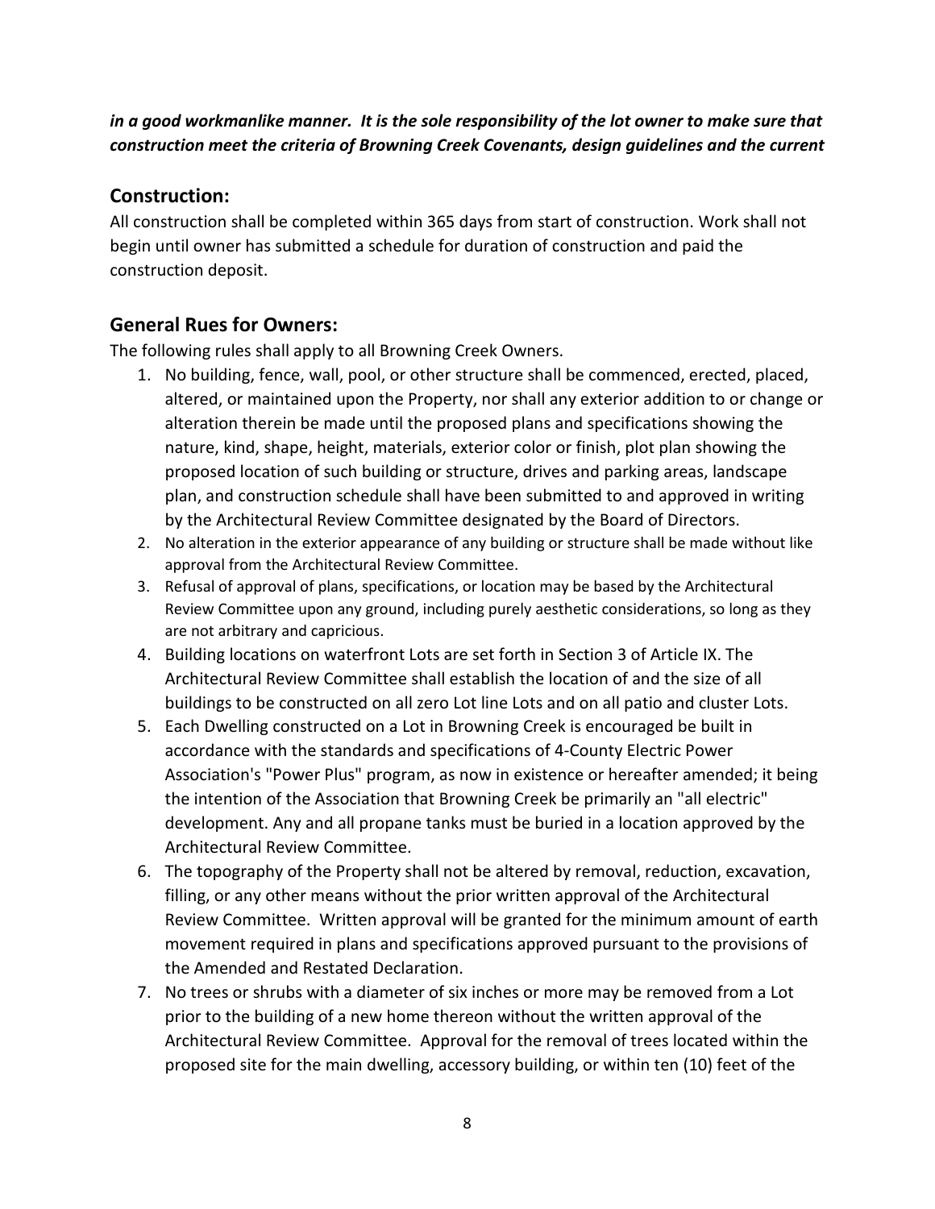***in a good workmanlike manner. It is the sole responsibility of the lot owner to make sure that construction meet the criteria of Browning Creek Covenants, design guidelines and the current***

## Construction:

All construction shall be completed within 365 days from start of construction. Work shall not begin until owner has submitted a schedule for duration of construction and paid the construction deposit.

## General Rues for Owners:

The following rules shall apply to all Browning Creek Owners.

1. No building, fence, wall, pool, or other structure shall be commenced, erected, placed, altered, or maintained upon the Property, nor shall any exterior addition to or change or alteration therein be made until the proposed plans and specifications showing the nature, kind, shape, height, materials, exterior color or finish, plot plan showing the proposed location of such building or structure, drives and parking areas, landscape plan, and construction schedule shall have been submitted to and approved in writing by the Architectural Review Committee designated by the Board of Directors.
2. No alteration in the exterior appearance of any building or structure shall be made without like approval from the Architectural Review Committee.
3. Refusal of approval of plans, specifications, or location may be based by the Architectural Review Committee upon any ground, including purely aesthetic considerations, so long as they are not arbitrary and capricious.
4. Building locations on waterfront Lots are set forth in Section 3 of Article IX. The Architectural Review Committee shall establish the location of and the size of all buildings to be constructed on all zero Lot line Lots and on all patio and cluster Lots.
5. Each Dwelling constructed on a Lot in Browning Creek is encouraged be built in accordance with the standards and specifications of 4-County Electric Power Association's "Power Plus" program, as now in existence or hereafter amended; it being the intention of the Association that Browning Creek be primarily an "all electric" development. Any and all propane tanks must be buried in a location approved by the Architectural Review Committee.
6. The topography of the Property shall not be altered by removal, reduction, excavation, filling, or any other means without the prior written approval of the Architectural Review Committee. Written approval will be granted for the minimum amount of earth movement required in plans and specifications approved pursuant to the provisions of the Amended and Restated Declaration.
7. No trees or shrubs with a diameter of six inches or more may be removed from a Lot prior to the building of a new home thereon without the written approval of the Architectural Review Committee. Approval for the removal of trees located within the proposed site for the main dwelling, accessory building, or within ten (10) feet of the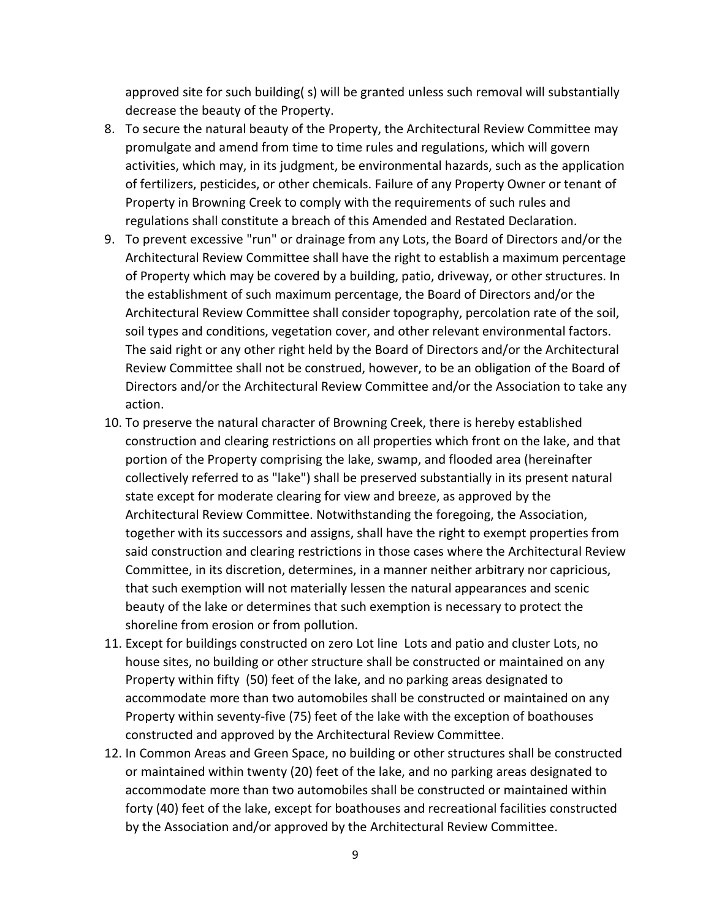approved site for such building( s) will be granted unless such removal will substantially decrease the beauty of the Property.

8. To secure the natural beauty of the Property, the Architectural Review Committee may promulgate and amend from time to time rules and regulations, which will govern activities, which may, in its judgment, be environmental hazards, such as the application of fertilizers, pesticides, or other chemicals. Failure of any Property Owner or tenant of Property in Browning Creek to comply with the requirements of such rules and regulations shall constitute a breach of this Amended and Restated Declaration.
9. To prevent excessive "run" or drainage from any Lots, the Board of Directors and/or the Architectural Review Committee shall have the right to establish a maximum percentage of Property which may be covered by a building, patio, driveway, or other structures. In the establishment of such maximum percentage, the Board of Directors and/or the Architectural Review Committee shall consider topography, percolation rate of the soil, soil types and conditions, vegetation cover, and other relevant environmental factors. The said right or any other right held by the Board of Directors and/or the Architectural Review Committee shall not be construed, however, to be an obligation of the Board of Directors and/or the Architectural Review Committee and/or the Association to take any action.
10. To preserve the natural character of Browning Creek, there is hereby established construction and clearing restrictions on all properties which front on the lake, and that portion of the Property comprising the lake, swamp, and flooded area (hereinafter collectively referred to as "lake") shall be preserved substantially in its present natural state except for moderate clearing for view and breeze, as approved by the Architectural Review Committee. Notwithstanding the foregoing, the Association, together with its successors and assigns, shall have the right to exempt properties from said construction and clearing restrictions in those cases where the Architectural Review Committee, in its discretion, determines, in a manner neither arbitrary nor capricious, that such exemption will not materially lessen the natural appearances and scenic beauty of the lake or determines that such exemption is necessary to protect the shoreline from erosion or from pollution.
11. Except for buildings constructed on zero Lot line Lots and patio and cluster Lots, no house sites, no building or other structure shall be constructed or maintained on any Property within fifty (50) feet of the lake, and no parking areas designated to accommodate more than two automobiles shall be constructed or maintained on any Property within seventy-five (75) feet of the lake with the exception of boathouses constructed and approved by the Architectural Review Committee.
12. In Common Areas and Green Space, no building or other structures shall be constructed or maintained within twenty (20) feet of the lake, and no parking areas designated to accommodate more than two automobiles shall be constructed or maintained within forty (40) feet of the lake, except for boathouses and recreational facilities constructed by the Association and/or approved by the Architectural Review Committee.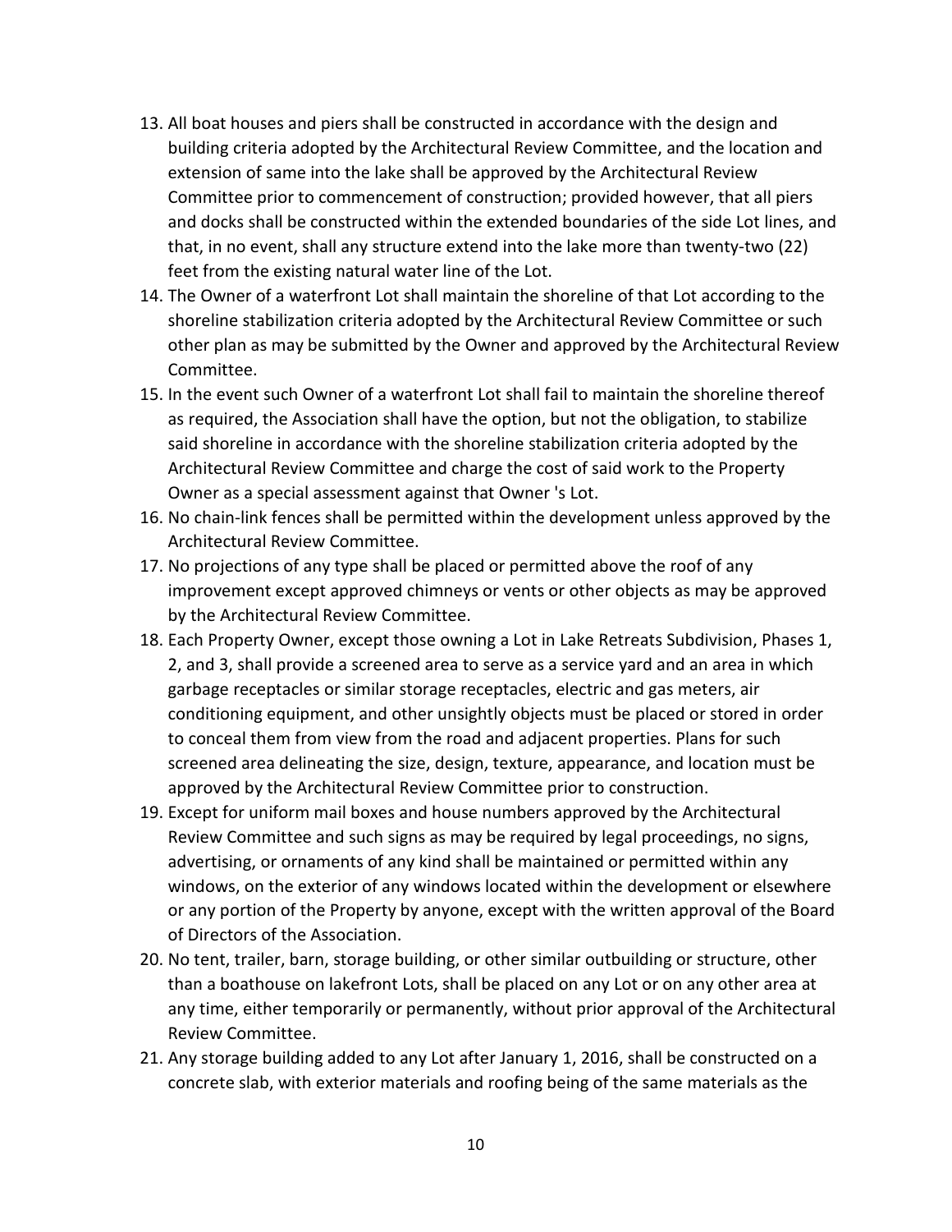13. All boat houses and piers shall be constructed in accordance with the design and building criteria adopted by the Architectural Review Committee, and the location and extension of same into the lake shall be approved by the Architectural Review Committee prior to commencement of construction; provided however, that all piers and docks shall be constructed within the extended boundaries of the side Lot lines, and that, in no event, shall any structure extend into the lake more than twenty-two (22) feet from the existing natural water line of the Lot.
14. The Owner of a waterfront Lot shall maintain the shoreline of that Lot according to the shoreline stabilization criteria adopted by the Architectural Review Committee or such other plan as may be submitted by the Owner and approved by the Architectural Review Committee.
15. In the event such Owner of a waterfront Lot shall fail to maintain the shoreline thereof as required, the Association shall have the option, but not the obligation, to stabilize said shoreline in accordance with the shoreline stabilization criteria adopted by the Architectural Review Committee and charge the cost of said work to the Property Owner as a special assessment against that Owner 's Lot.
16. No chain-link fences shall be permitted within the development unless approved by the Architectural Review Committee.
17. No projections of any type shall be placed or permitted above the roof of any improvement except approved chimneys or vents or other objects as may be approved by the Architectural Review Committee.
18. Each Property Owner, except those owning a Lot in Lake Retreats Subdivision, Phases 1, 2, and 3, shall provide a screened area to serve as a service yard and an area in which garbage receptacles or similar storage receptacles, electric and gas meters, air conditioning equipment, and other unsightly objects must be placed or stored in order to conceal them from view from the road and adjacent properties. Plans for such screened area delineating the size, design, texture, appearance, and location must be approved by the Architectural Review Committee prior to construction.
19. Except for uniform mail boxes and house numbers approved by the Architectural Review Committee and such signs as may be required by legal proceedings, no signs, advertising, or ornaments of any kind shall be maintained or permitted within any windows, on the exterior of any windows located within the development or elsewhere or any portion of the Property by anyone, except with the written approval of the Board of Directors of the Association.
20. No tent, trailer, barn, storage building, or other similar outbuilding or structure, other than a boathouse on lakefront Lots, shall be placed on any Lot or on any other area at any time, either temporarily or permanently, without prior approval of the Architectural Review Committee.
21. Any storage building added to any Lot after January 1, 2016, shall be constructed on a concrete slab, with exterior materials and roofing being of the same materials as the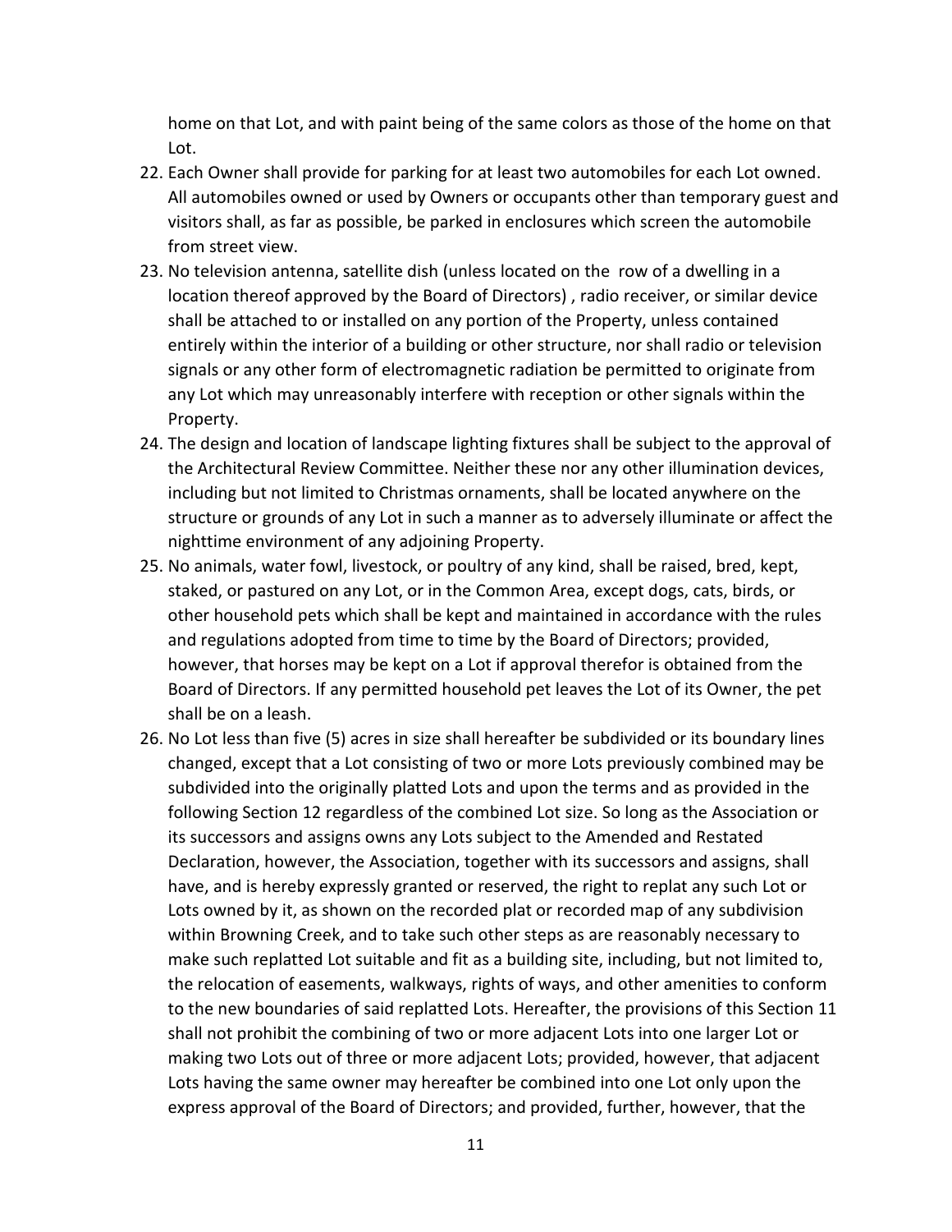home on that Lot, and with paint being of the same colors as those of the home on that Lot.

22. Each Owner shall provide for parking for at least two automobiles for each Lot owned. All automobiles owned or used by Owners or occupants other than temporary guest and visitors shall, as far as possible, be parked in enclosures which screen the automobile from street view.
23. No television antenna, satellite dish (unless located on the row of a dwelling in a location thereof approved by the Board of Directors) , radio receiver, or similar device shall be attached to or installed on any portion of the Property, unless contained entirely within the interior of a building or other structure, nor shall radio or television signals or any other form of electromagnetic radiation be permitted to originate from any Lot which may unreasonably interfere with reception or other signals within the Property.
24. The design and location of landscape lighting fixtures shall be subject to the approval of the Architectural Review Committee. Neither these nor any other illumination devices, including but not limited to Christmas ornaments, shall be located anywhere on the structure or grounds of any Lot in such a manner as to adversely illuminate or affect the nighttime environment of any adjoining Property.
25. No animals, water fowl, livestock, or poultry of any kind, shall be raised, bred, kept, staked, or pastured on any Lot, or in the Common Area, except dogs, cats, birds, or other household pets which shall be kept and maintained in accordance with the rules and regulations adopted from time to time by the Board of Directors; provided, however, that horses may be kept on a Lot if approval therefor is obtained from the Board of Directors. If any permitted household pet leaves the Lot of its Owner, the pet shall be on a leash.
26. No Lot less than five (5) acres in size shall hereafter be subdivided or its boundary lines changed, except that a Lot consisting of two or more Lots previously combined may be subdivided into the originally platted Lots and upon the terms and as provided in the following Section 12 regardless of the combined Lot size. So long as the Association or its successors and assigns owns any Lots subject to the Amended and Restated Declaration, however, the Association, together with its successors and assigns, shall have, and is hereby expressly granted or reserved, the right to replat any such Lot or Lots owned by it, as shown on the recorded plat or recorded map of any subdivision within Browning Creek, and to take such other steps as are reasonably necessary to make such replatted Lot suitable and fit as a building site, including, but not limited to, the relocation of easements, walkways, rights of ways, and other amenities to conform to the new boundaries of said replatted Lots. Hereafter, the provisions of this Section 11 shall not prohibit the combining of two or more adjacent Lots into one larger Lot or making two Lots out of three or more adjacent Lots; provided, however, that adjacent Lots having the same owner may hereafter be combined into one Lot only upon the express approval of the Board of Directors; and provided, further, however, that the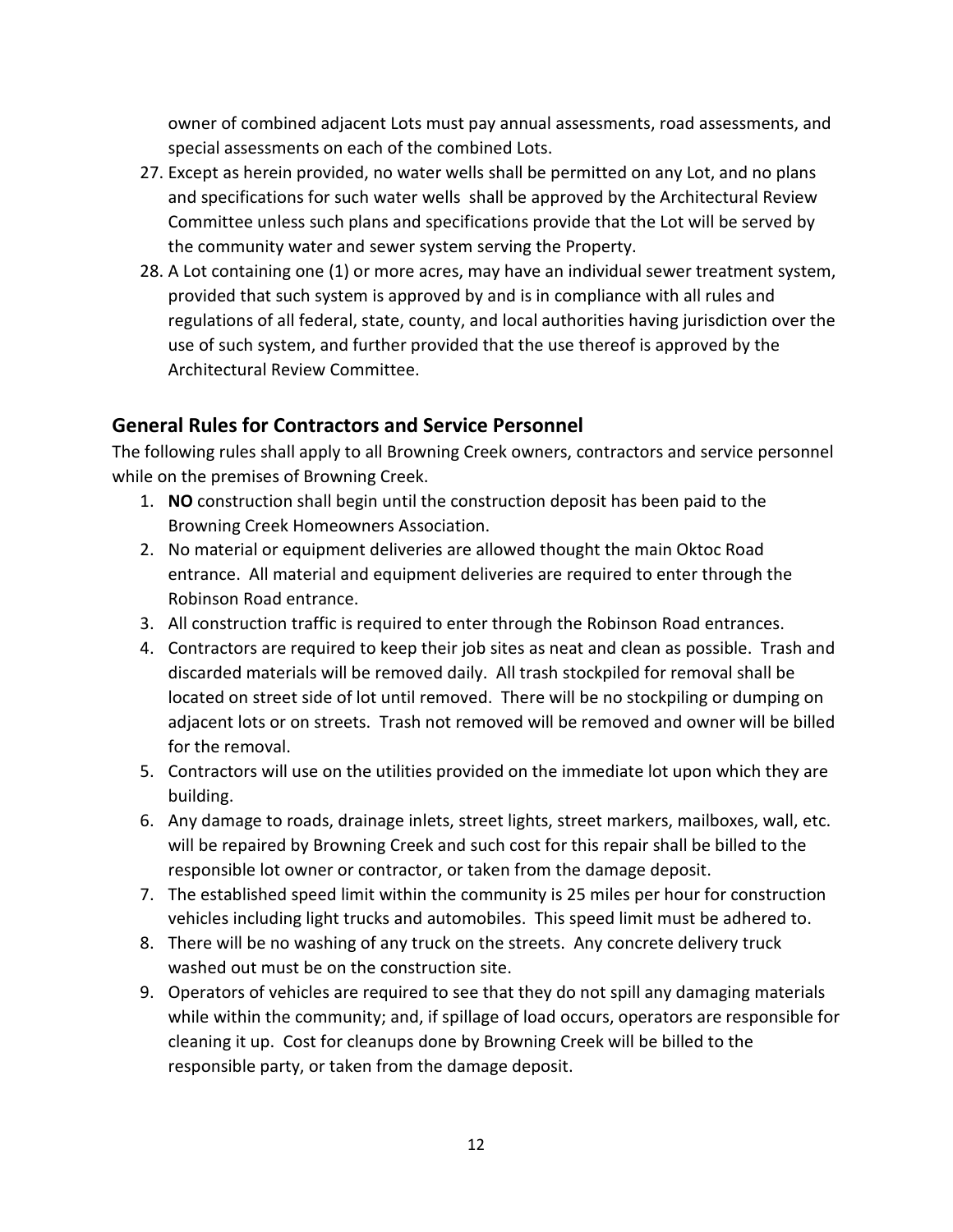owner of combined adjacent Lots must pay annual assessments, road assessments, and special assessments on each of the combined Lots.

27. Except as herein provided, no water wells shall be permitted on any Lot, and no plans and specifications for such water wells shall be approved by the Architectural Review Committee unless such plans and specifications provide that the Lot will be served by the community water and sewer system serving the Property.
28. A Lot containing one (1) or more acres, may have an individual sewer treatment system, provided that such system is approved by and is in compliance with all rules and regulations of all federal, state, county, and local authorities having jurisdiction over the use of such system, and further provided that the use thereof is approved by the Architectural Review Committee.

## General Rules for Contractors and Service Personnel

The following rules shall apply to all Browning Creek owners, contractors and service personnel while on the premises of Browning Creek.

1. **NO** construction shall begin until the construction deposit has been paid to the Browning Creek Homeowners Association.
2. No material or equipment deliveries are allowed thought the main Oktoc Road entrance. All material and equipment deliveries are required to enter through the Robinson Road entrance.
3. All construction traffic is required to enter through the Robinson Road entrances.
4. Contractors are required to keep their job sites as neat and clean as possible. Trash and discarded materials will be removed daily. All trash stockpiled for removal shall be located on street side of lot until removed. There will be no stockpiling or dumping on adjacent lots or on streets. Trash not removed will be removed and owner will be billed for the removal.
5. Contractors will use on the utilities provided on the immediate lot upon which they are building.
6. Any damage to roads, drainage inlets, street lights, street markers, mailboxes, wall, etc. will be repaired by Browning Creek and such cost for this repair shall be billed to the responsible lot owner or contractor, or taken from the damage deposit.
7. The established speed limit within the community is 25 miles per hour for construction vehicles including light trucks and automobiles. This speed limit must be adhered to.
8. There will be no washing of any truck on the streets. Any concrete delivery truck washed out must be on the construction site.
9. Operators of vehicles are required to see that they do not spill any damaging materials while within the community; and, if spillage of load occurs, operators are responsible for cleaning it up. Cost for cleanups done by Browning Creek will be billed to the responsible party, or taken from the damage deposit.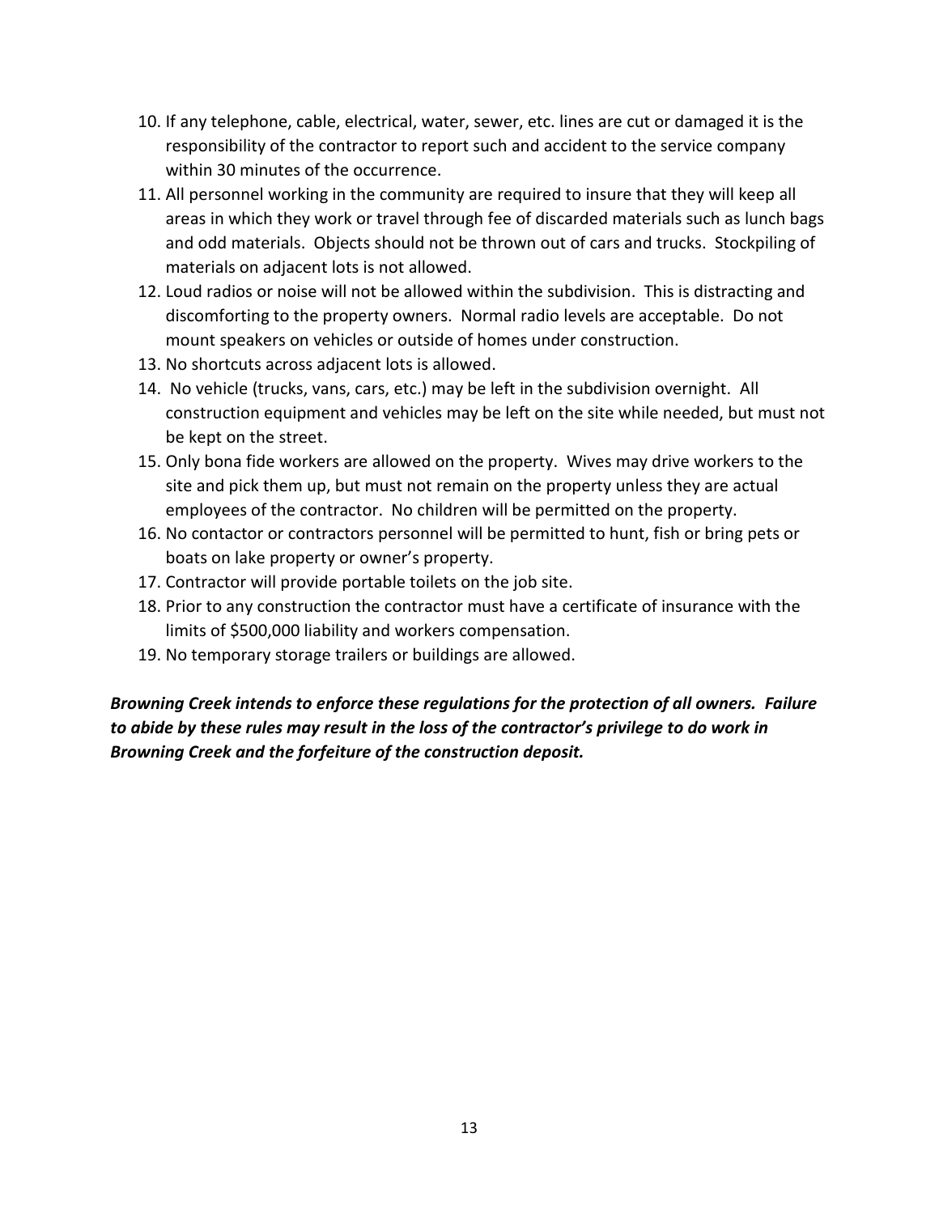10. If any telephone, cable, electrical, water, sewer, etc. lines are cut or damaged it is the responsibility of the contractor to report such and accident to the service company within 30 minutes of the occurrence.
11. All personnel working in the community are required to insure that they will keep all areas in which they work or travel through fee of discarded materials such as lunch bags and odd materials. Objects should not be thrown out of cars and trucks. Stockpiling of materials on adjacent lots is not allowed.
12. Loud radios or noise will not be allowed within the subdivision. This is distracting and discomforting to the property owners. Normal radio levels are acceptable. Do not mount speakers on vehicles or outside of homes under construction.
13. No shortcuts across adjacent lots is allowed.
14. No vehicle (trucks, vans, cars, etc.) may be left in the subdivision overnight. All construction equipment and vehicles may be left on the site while needed, but must not be kept on the street.
15. Only bona fide workers are allowed on the property. Wives may drive workers to the site and pick them up, but must not remain on the property unless they are actual employees of the contractor. No children will be permitted on the property.
16. No contactor or contractors personnel will be permitted to hunt, fish or bring pets or boats on lake property or owner's property.
17. Contractor will provide portable toilets on the job site.
18. Prior to any construction the contractor must have a certificate of insurance with the limits of $500,000 liability and workers compensation.
19. No temporary storage trailers or buildings are allowed.

***Browning Creek intends to enforce these regulations for the protection of all owners. Failure to abide by these rules may result in the loss of the contractor's privilege to do work in Browning Creek and the forfeiture of the construction deposit.***